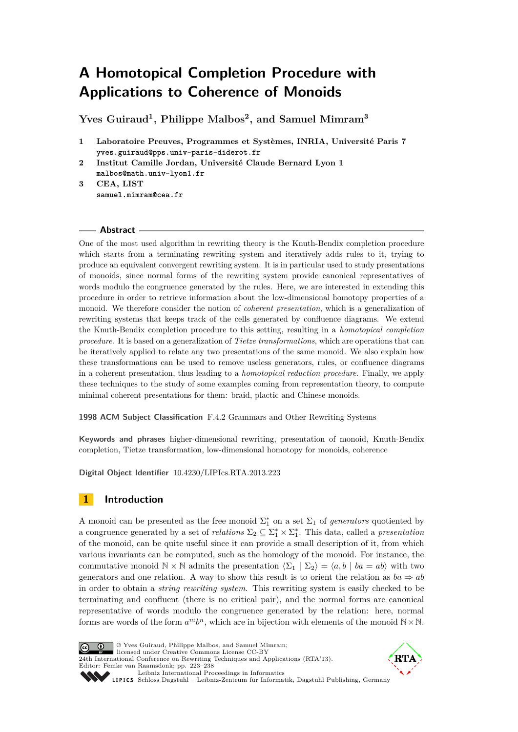# A Homotopical Completion Procedure with Applications to Coherence of Monoids

**Yves Guiraud[1], Philippe Malbos[2], and Samuel Mimram[3]**

1. **Laboratoire Preuves, Programmes et Systèmes, INRIA, Université Paris 7**
   `yves.guiraud@pps.univ-paris-diderot.fr`
2. **Institut Camille Jordan, Université Claude Bernard Lyon 1**
   `malbos@math.univ-lyon1.fr`
3. **CEA, LIST**
   `samuel.mimram@cea.fr`

## Abstract

One of the most used algorithm in rewriting theory is the Knuth-Bendix completion procedure which starts from a terminating rewriting system and iteratively adds rules to it, trying to produce an equivalent convergent rewriting system. It is in particular used to study presentations of monoids, since normal forms of the rewriting system provide canonical representatives of words modulo the congruence generated by the rules. Here, we are interested in extending this procedure in order to retrieve information about the low-dimensional homotopy properties of a monoid. We therefore consider the notion of *coherent presentation*, which is a generalization of rewriting systems that keeps track of the cells generated by confluence diagrams. We extend the Knuth-Bendix completion procedure to this setting, resulting in a *homotopical completion procedure*. It is based on a generalization of *Tietze transformations*, which are operations that can be iteratively applied to relate any two presentations of the same monoid. We also explain how these transformations can be used to remove useless generators, rules, or confluence diagrams in a coherent presentation, thus leading to a *homotopical reduction procedure*. Finally, we apply these techniques to the study of some examples coming from representation theory, to compute minimal coherent presentations for them: braid, plactic and Chinese monoids.

**1998 ACM Subject Classification** F.4.2 Grammars and Other Rewriting Systems

**Keywords and phrases** higher-dimensional rewriting, presentation of monoid, Knuth-Bendix completion, Tietze transformation, low-dimensional homotopy for monoids, coherence

**Digital Object Identifier** 10.4230/LIPIcs.RTA.2013.223

## 1 Introduction

A monoid can be presented as the free monoid $\Sigma_1^*$ on a set $\Sigma_1$ of *generators* quotiented by a congruence generated by a set of *relations* $\Sigma_2 \subseteq \Sigma_1^* \times \Sigma_1^*$. This data, called a *presentation* of the monoid, can be quite useful since it can provide a small description of it, from which various invariants can be computed, such as the homology of the monoid. For instance, the commutative monoid $\mathbb{N} \times \mathbb{N}$ admits the presentation $\langle \Sigma_1 \mid \Sigma_2 \rangle = \langle a, b \mid ba = ab \rangle$ with two generators and one relation. A way to show this result is to orient the relation as $ba \Rightarrow ab$ in order to obtain a *string rewriting system*. This rewriting system is easily checked to be terminating and confluent (there is no critical pair), and the normal forms are canonical representative of words modulo the congruence generated by the relation: here, normal forms are words of the form $a^m b^n$, which are in bijection with elements of the monoid $\mathbb{N} \times \mathbb{N}$.

© Yves Guiraud, Philippe Malbos, and Samuel Mimram;
licensed under Creative Commons License CC-BY
24th International Conference on Rewriting Techniques and Applications (RTA'13).
Editor: Femke van Raamsdonk; pp. 223–238
Leibniz International Proceedings in Informatics
Schloss Dagstuhl – Leibniz-Zentrum für Informatik, Dagstuhl Publishing, Germany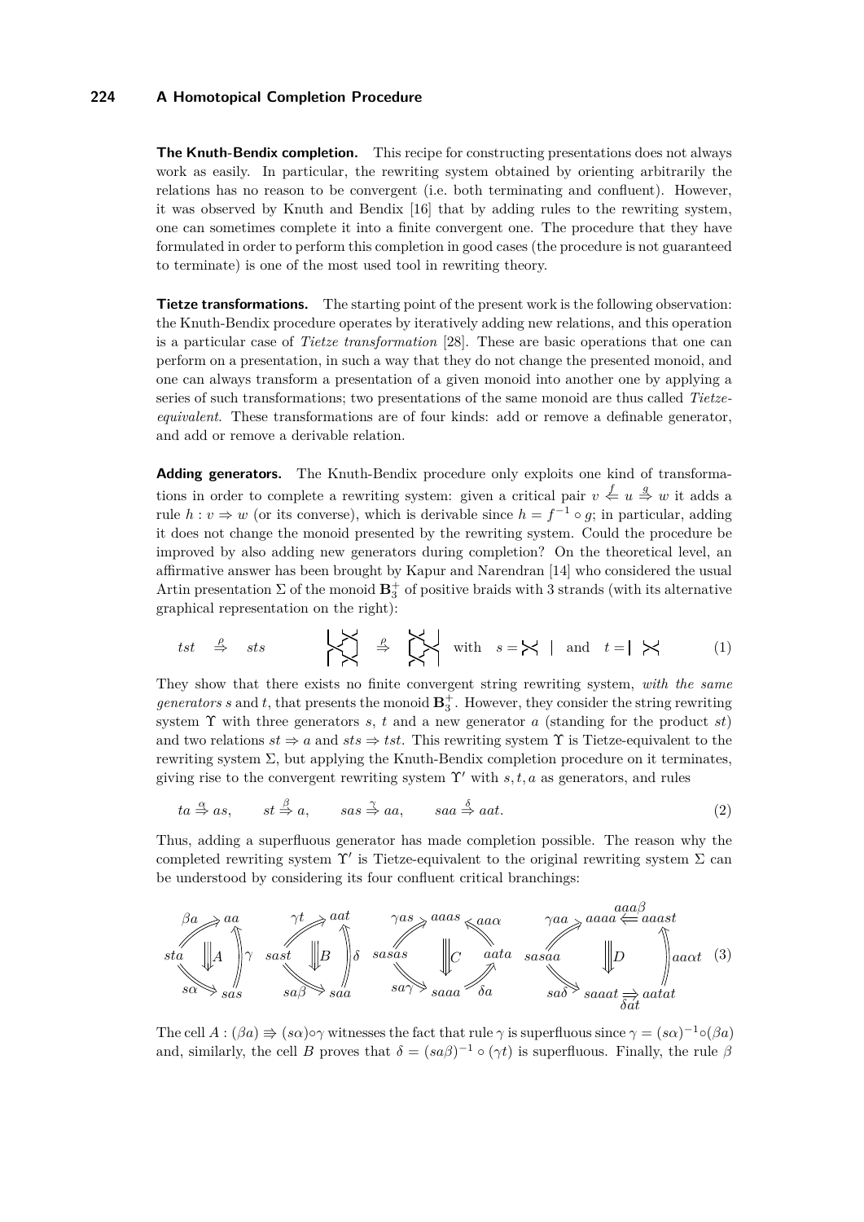**The Knuth-Bendix completion.** This recipe for constructing presentations does not always work as easily. In particular, the rewriting system obtained by orienting arbitrarily the relations has no reason to be convergent (i.e. both terminating and confluent). However, it was observed by Knuth and Bendix [16] that by adding rules to the rewriting system, one can sometimes complete it into a finite convergent one. The procedure that they have formulated in order to perform this completion in good cases (the procedure is not guaranteed to terminate) is one of the most used tool in rewriting theory.

**Tietze transformations.** The starting point of the present work is the following observation: the Knuth-Bendix procedure operates by iteratively adding new relations, and this operation is a particular case of *Tietze transformation* [28]. These are basic operations that one can perform on a presentation, in such a way that they do not change the presented monoid, and one can always transform a presentation of a given monoid into another one by applying a series of such transformations; two presentations of the same monoid are thus called *Tietze-equivalent*. These transformations are of four kinds: add or remove a definable generator, and add or remove a derivable relation.

**Adding generators.** The Knuth-Bendix procedure only exploits one kind of transformations in order to complete a rewriting system: given a critical pair $v \overset{f}{\Leftarrow} u \overset{g}{\Rightarrow} w$ it adds a rule $h : v \Rightarrow w$ (or its converse), which is derivable since $h = f^{-1} \circ g$; in particular, adding it does not change the monoid presented by the rewriting system. Could the procedure be improved by also adding new generators during completion? On the theoretical level, an affirmative answer has been brought by Kapur and Narendran [14] who considered the usual Artin presentation $\Sigma$ of the monoid $\mathbf{B}_3^+$ of positive braids with 3 strands (with its alternative graphical representation on the right):

$$tst \overset{\rho}{\Rightarrow} sts \qquad\qquad \text{with} \quad s = \text{(braid diagram)} \quad \text{and} \quad t = \text{(braid diagram)} \tag{1}$$

They show that there exists no finite convergent string rewriting system, *with the same generators* $s$ and $t$, that presents the monoid $\mathbf{B}_3^+$. However, they consider the string rewriting system $\Upsilon$ with three generators $s$, $t$ and a new generator $a$ (standing for the product $st$) and two relations $st \Rightarrow a$ and $sts \Rightarrow tst$. This rewriting system $\Upsilon$ is Tietze-equivalent to the rewriting system $\Sigma$, but applying the Knuth-Bendix completion procedure on it terminates, giving rise to the convergent rewriting system $\Upsilon'$ with $s, t, a$ as generators, and rules

$$ta \overset{\alpha}{\Rightarrow} as, \qquad st \overset{\beta}{\Rightarrow} a, \qquad sas \overset{\gamma}{\Rightarrow} aa, \qquad saa \overset{\delta}{\Rightarrow} aat. \tag{2}$$

Thus, adding a superfluous generator has made completion possible. The reason why the completed rewriting system $\Upsilon'$ is Tietze-equivalent to the original rewriting system $\Sigma$ can be understood by considering its four confluent critical branchings:

$$\begin{array}{cccc}
sta \overset{\beta a}{\Rightarrow} aa,\ sta \overset{s\alpha}{\Rightarrow} sas \overset{\gamma}{\Rightarrow} aa \ (A) &
sast \overset{\gamma t}{\Rightarrow} aat,\ sast \overset{sa\beta}{\Rightarrow} saa \overset{\delta}{\Rightarrow} aat \ (B) &
sasas \overset{\gamma as}{\Rightarrow} aaas \overset{aa\alpha}{\Leftarrow} aata,\ sasas \overset{sa\gamma}{\Rightarrow} saaa \overset{\delta a}{\Rightarrow} aata \ (C) &
sasaa \overset{\gamma aa}{\Rightarrow} aaaa \overset{aaa\beta}{\Leftarrow} aaast \overset{aa\alpha t}{\Leftarrow} aatat,\ sasaa \overset{sa\delta}{\Rightarrow} saaat \overset{\delta at}{\Rightarrow} aatat \ (D)
\end{array} \tag{3}$$

The cell $A : (\beta a) \Rrightarrow (s\alpha) \circ \gamma$ witnesses the fact that rule $\gamma$ is superfluous since $\gamma = (s\alpha)^{-1} \circ (\beta a)$ and, similarly, the cell $B$ proves that $\delta = (sa\beta)^{-1} \circ (\gamma t)$ is superfluous. Finally, the rule $\beta$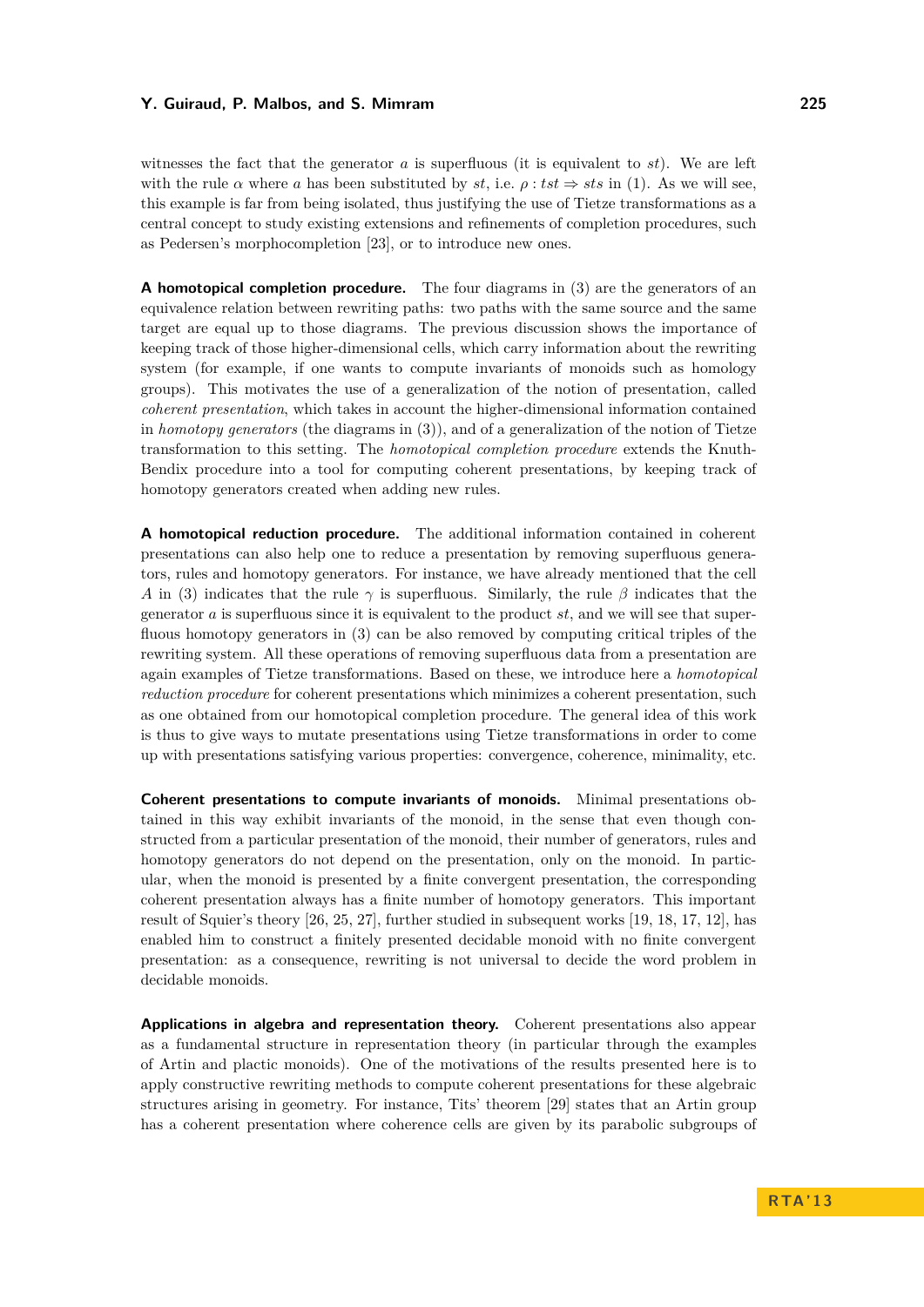witnesses the fact that the generator $a$ is superfluous (it is equivalent to $st$). We are left with the rule $\alpha$ where $a$ has been substituted by $st$, i.e. $\rho : tst \Rightarrow sts$ in (1). As we will see, this example is far from being isolated, thus justifying the use of Tietze transformations as a central concept to study existing extensions and refinements of completion procedures, such as Pedersen's morphocompletion [23], or to introduce new ones.

**A homotopical completion procedure.** The four diagrams in (3) are the generators of an equivalence relation between rewriting paths: two paths with the same source and the same target are equal up to those diagrams. The previous discussion shows the importance of keeping track of those higher-dimensional cells, which carry information about the rewriting system (for example, if one wants to compute invariants of monoids such as homology groups). This motivates the use of a generalization of the notion of presentation, called *coherent presentation*, which takes in account the higher-dimensional information contained in *homotopy generators* (the diagrams in (3)), and of a generalization of the notion of Tietze transformation to this setting. The *homotopical completion procedure* extends the Knuth-Bendix procedure into a tool for computing coherent presentations, by keeping track of homotopy generators created when adding new rules.

**A homotopical reduction procedure.** The additional information contained in coherent presentations can also help one to reduce a presentation by removing superfluous generators, rules and homotopy generators. For instance, we have already mentioned that the cell $A$ in (3) indicates that the rule $\gamma$ is superfluous. Similarly, the rule $\beta$ indicates that the generator $a$ is superfluous since it is equivalent to the product $st$, and we will see that superfluous homotopy generators in (3) can be also removed by computing critical triples of the rewriting system. All these operations of removing superfluous data from a presentation are again examples of Tietze transformations. Based on these, we introduce here a *homotopical reduction procedure* for coherent presentations which minimizes a coherent presentation, such as one obtained from our homotopical completion procedure. The general idea of this work is thus to give ways to mutate presentations using Tietze transformations in order to come up with presentations satisfying various properties: convergence, coherence, minimality, etc.

**Coherent presentations to compute invariants of monoids.** Minimal presentations obtained in this way exhibit invariants of the monoid, in the sense that even though constructed from a particular presentation of the monoid, their number of generators, rules and homotopy generators do not depend on the presentation, only on the monoid. In particular, when the monoid is presented by a finite convergent presentation, the corresponding coherent presentation always has a finite number of homotopy generators. This important result of Squier's theory [26, 25, 27], further studied in subsequent works [19, 18, 17, 12], has enabled him to construct a finitely presented decidable monoid with no finite convergent presentation: as a consequence, rewriting is not universal to decide the word problem in decidable monoids.

**Applications in algebra and representation theory.** Coherent presentations also appear as a fundamental structure in representation theory (in particular through the examples of Artin and plactic monoids). One of the motivations of the results presented here is to apply constructive rewriting methods to compute coherent presentations for these algebraic structures arising in geometry. For instance, Tits' theorem [29] states that an Artin group has a coherent presentation where coherence cells are given by its parabolic subgroups of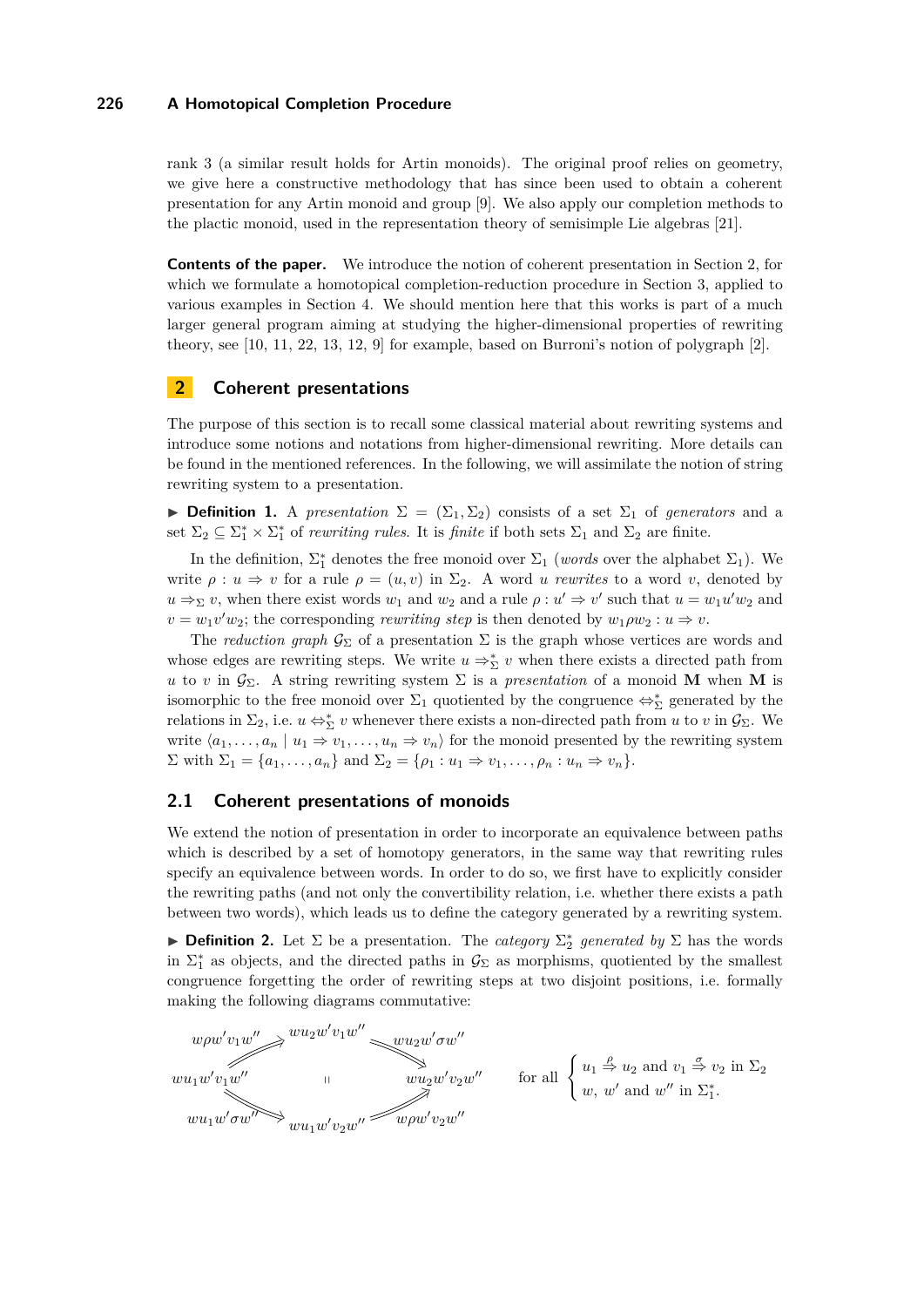rank 3 (a similar result holds for Artin monoids). The original proof relies on geometry, we give here a constructive methodology that has since been used to obtain a coherent presentation for any Artin monoid and group [9]. We also apply our completion methods to the plactic monoid, used in the representation theory of semisimple Lie algebras [21].

**Contents of the paper.** We introduce the notion of coherent presentation in Section 2, for which we formulate a homotopical completion-reduction procedure in Section 3, applied to various examples in Section 4. We should mention here that this works is part of a much larger general program aiming at studying the higher-dimensional properties of rewriting theory, see [10, 11, 22, 13, 12, 9] for example, based on Burroni's notion of polygraph [2].

## 2 Coherent presentations

The purpose of this section is to recall some classical material about rewriting systems and introduce some notions and notations from higher-dimensional rewriting. More details can be found in the mentioned references. In the following, we will assimilate the notion of string rewriting system to a presentation.

▶ **Definition 1.** A *presentation* $\Sigma = (\Sigma_1, \Sigma_2)$ consists of a set $\Sigma_1$ of *generators* and a set $\Sigma_2 \subseteq \Sigma_1^* \times \Sigma_1^*$ of *rewriting rules*. It is *finite* if both sets $\Sigma_1$ and $\Sigma_2$ are finite.

In the definition, $\Sigma_1^*$ denotes the free monoid over $\Sigma_1$ (*words* over the alphabet $\Sigma_1$). We write $\rho : u \Rightarrow v$ for a rule $\rho = (u, v)$ in $\Sigma_2$. A word $u$ *rewrites* to a word $v$, denoted by $u \Rightarrow_\Sigma v$, when there exist words $w_1$ and $w_2$ and a rule $\rho : u' \Rightarrow v'$ such that $u = w_1 u' w_2$ and $v = w_1 v' w_2$; the corresponding *rewriting step* is then denoted by $w_1 \rho w_2 : u \Rightarrow v$.

The *reduction graph* $\mathcal{G}_\Sigma$ of a presentation $\Sigma$ is the graph whose vertices are words and whose edges are rewriting steps. We write $u \Rightarrow_\Sigma^* v$ when there exists a directed path from $u$ to $v$ in $\mathcal{G}_\Sigma$. A string rewriting system $\Sigma$ is a *presentation* of a monoid $\mathbf{M}$ when $\mathbf{M}$ is isomorphic to the free monoid over $\Sigma_1$ quotiented by the congruence $\Leftrightarrow_\Sigma^*$ generated by the relations in $\Sigma_2$, i.e. $u \Leftrightarrow_\Sigma^* v$ whenever there exists a non-directed path from $u$ to $v$ in $\mathcal{G}_\Sigma$. We write $\langle a_1, \ldots, a_n \mid u_1 \Rightarrow v_1, \ldots, u_n \Rightarrow v_n \rangle$ for the monoid presented by the rewriting system $\Sigma$ with $\Sigma_1 = \{a_1, \ldots, a_n\}$ and $\Sigma_2 = \{\rho_1 : u_1 \Rightarrow v_1, \ldots, \rho_n : u_n \Rightarrow v_n\}$.

### 2.1 Coherent presentations of monoids

We extend the notion of presentation in order to incorporate an equivalence between paths which is described by a set of homotopy generators, in the same way that rewriting rules specify an equivalence between words. In order to do so, we first have to explicitly consider the rewriting paths (and not only the convertibility relation, i.e. whether there exists a path between two words), which leads us to define the category generated by a rewriting system.

▶ **Definition 2.** Let $\Sigma$ be a presentation. The *category* $\Sigma_2^*$ *generated by* $\Sigma$ has the words in $\Sigma_1^*$ as objects, and the directed paths in $\mathcal{G}_\Sigma$ as morphisms, quotiented by the smallest congruence forgetting the order of rewriting steps at two disjoint positions, i.e. formally making the following diagrams commutative:

$$
\begin{array}{ccccc}
 & w\rho w' v_1 w'' \nearrow & w u_2 w' v_1 w'' & \searrow w u_2 w' \sigma w'' & \\
w u_1 w' v_1 w'' & & = & & w u_2 w' v_2 w'' \\
 & w u_1 w' \sigma w'' \searrow & w u_1 w' v_2 w'' & \nearrow w\rho w' v_2 w'' &
\end{array}
\qquad \text{for all } \begin{cases} u_1 \overset{\rho}{\Rightarrow} u_2 \text{ and } v_1 \overset{\sigma}{\Rightarrow} v_2 \text{ in } \Sigma_2 \\ w,\ w' \text{ and } w'' \text{ in } \Sigma_1^*. \end{cases}
$$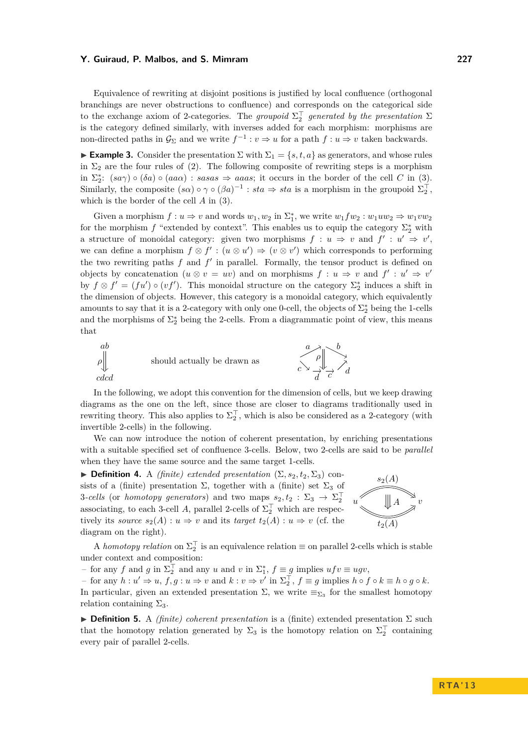Equivalence of rewriting at disjoint positions is justified by local confluence (orthogonal branchings are never obstructions to confluence) and corresponds on the categorical side to the exchange axiom of 2-categories. The *groupoid* $\Sigma_2^\top$ *generated by the presentation* $\Sigma$ is the category defined similarly, with inverses added for each morphism: morphisms are non-directed paths in $\mathcal{G}_\Sigma$ and we write $f^{-1} : v \Rightarrow u$ for a path $f : u \Rightarrow v$ taken backwards.

▶ **Example 3.** Consider the presentation $\Sigma$ with $\Sigma_1 = \{s, t, a\}$ as generators, and whose rules in $\Sigma_2$ are the four rules of (2). The following composite of rewriting steps is a morphism in $\Sigma_2^*$: $(sa\gamma) \circ (\delta a) \circ (aa\alpha) : sasas \Rightarrow aaas$; it occurs in the border of the cell $C$ in (3). Similarly, the composite $(s\alpha) \circ \gamma \circ (\beta a)^{-1} : sta \Rightarrow sta$ is a morphism in the groupoid $\Sigma_2^\top$, which is the border of the cell $A$ in (3).

Given a morphism $f : u \Rightarrow v$ and words $w_1, w_2$ in $\Sigma_1^*$, we write $w_1 f w_2 : w_1 u w_2 \Rightarrow w_1 v w_2$ for the morphism $f$ "extended by context". This enables us to equip the category $\Sigma_2^*$ with a structure of monoidal category: given two morphisms $f : u \Rightarrow v$ and $f' : u' \Rightarrow v'$, we can define a morphism $f \otimes f' : (u \otimes u') \Rightarrow (v \otimes v')$ which corresponds to performing the two rewriting paths $f$ and $f'$ in parallel. Formally, the tensor product is defined on objects by concatenation ($u \otimes v = uv$) and on morphisms $f : u \Rightarrow v$ and $f' : u' \Rightarrow v'$ by $f \otimes f' = (fu') \circ (vf')$. This monoidal structure on the category $\Sigma_2^*$ induces a shift in the dimension of objects. However, this category is a monoidal category, which equivalently amounts to say that it is a 2-category with only one 0-cell, the objects of $\Sigma_2^*$ being the 1-cells and the morphisms of $\Sigma_2^*$ being the 2-cells. From a diagrammatic point of view, this means that

$$ab \overset{\rho}{\Downarrow} cdcd \qquad \text{should actually be drawn as} \qquad \text{(2-cell } \rho \text{ from } a \cdot b \text{ to } c \cdot d \cdot c \cdot d\text{)}$$

In the following, we adopt this convention for the dimension of cells, but we keep drawing diagrams as the one on the left, since those are closer to diagrams traditionally used in rewriting theory. This also applies to $\Sigma_2^\top$, which is also be considered as a 2-category (with invertible 2-cells) in the following.

We can now introduce the notion of coherent presentation, by enriching presentations with a suitable specified set of confluence 3-cells. Below, two 2-cells are said to be *parallel* when they have the same source and the same target 1-cells.

▶ **Definition 4.** A *(finite) extended presentation* $(\Sigma, s_2, t_2, \Sigma_3)$ consists of a (finite) presentation $\Sigma$, together with a (finite) set $\Sigma_3$ of 3-*cells* (or *homotopy generators*) and two maps $s_2, t_2 : \Sigma_3 \to \Sigma_2^\top$ associating, to each 3-cell $A$, parallel 2-cells of $\Sigma_2^\top$ which are respectively its *source* $s_2(A) : u \Rightarrow v$ and its *target* $t_2(A) : u \Rightarrow v$ (cf. the diagram on the right).

$$u \underset{t_2(A)}{\overset{s_2(A)}{\rightrightarrows}} v \quad (\text{3-cell } A : s_2(A) \Rrightarrow t_2(A))$$

A *homotopy relation* on $\Sigma_2^\top$ is an equivalence relation $\equiv$ on parallel 2-cells which is stable under context and composition:

– for any $f$ and $g$ in $\Sigma_2^\top$ and any $u$ and $v$ in $\Sigma_1^*$, $f \equiv g$ implies $ufv \equiv ugv$,
– for any $h : u' \Rightarrow u$, $f, g : u \Rightarrow v$ and $k : v \Rightarrow v'$ in $\Sigma_2^\top$, $f \equiv g$ implies $h \circ f \circ k \equiv h \circ g \circ k$.

In particular, given an extended presentation $\Sigma$, we write $\equiv_{\Sigma_3}$ for the smallest homotopy relation containing $\Sigma_3$.

▶ **Definition 5.** A *(finite) coherent presentation* is a (finite) extended presentation $\Sigma$ such that the homotopy relation generated by $\Sigma_3$ is the homotopy relation on $\Sigma_2^\top$ containing every pair of parallel 2-cells.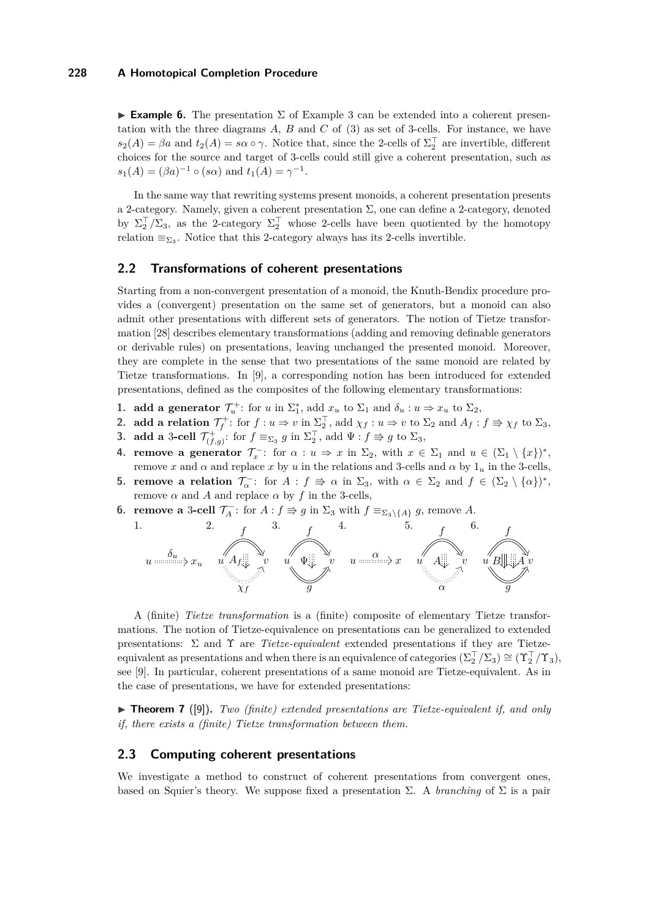▶ **Example 6.** The presentation $\Sigma$ of Example 3 can be extended into a coherent presentation with the three diagrams $A$, $B$ and $C$ of (3) as set of 3-cells. For instance, we have $s_2(A) = \beta a$ and $t_2(A) = s\alpha \circ \gamma$. Notice that, since the 2-cells of $\Sigma_2^\top$ are invertible, different choices for the source and target of 3-cells could still give a coherent presentation, such as $s_1(A) = (\beta a)^{-1} \circ (s\alpha)$ and $t_1(A) = \gamma^{-1}$.

In the same way that rewriting systems present monoids, a coherent presentation presents a 2-category. Namely, given a coherent presentation $\Sigma$, one can define a 2-category, denoted by $\Sigma_2^\top/\Sigma_3$, as the 2-category $\Sigma_2^\top$ whose 2-cells have been quotiented by the homotopy relation $\equiv_{\Sigma_3}$. Notice that this 2-category always has its 2-cells invertible.

## 2.2 Transformations of coherent presentations

Starting from a non-convergent presentation of a monoid, the Knuth-Bendix procedure provides a (convergent) presentation on the same set of generators, but a monoid can also admit other presentations with different sets of generators. The notion of Tietze transformation [28] describes elementary transformations (adding and removing definable generators or derivable rules) on presentations, leaving unchanged the presented monoid. Moreover, they are complete in the sense that two presentations of the same monoid are related by Tietze transformations. In [9], a corresponding notion has been introduced for extended presentations, defined as the composites of the following elementary transformations:

1. **add a generator** $\mathcal{T}_u^+$: for $u$ in $\Sigma_1^*$, add $x_u$ to $\Sigma_1$ and $\delta_u : u \Rightarrow x_u$ to $\Sigma_2$,
2. **add a relation** $\mathcal{T}_f^+$: for $f : u \Rightarrow v$ in $\Sigma_2^\top$, add $\chi_f : u \Rightarrow v$ to $\Sigma_2$ and $A_f : f \Rrightarrow \chi_f$ to $\Sigma_3$,
3. **add a 3-cell** $\mathcal{T}_{(f,g)}^+$: for $f \equiv_{\Sigma_3} g$ in $\Sigma_2^\top$, add $\Psi : f \Rrightarrow g$ to $\Sigma_3$,
4. **remove a generator** $\mathcal{T}_x^-$: for $\alpha : u \Rightarrow x$ in $\Sigma_2$, with $x \in \Sigma_1$ and $u \in (\Sigma_1 \setminus \{x\})^*$, remove $x$ and $\alpha$ and replace $x$ by $u$ in the relations and 3-cells and $\alpha$ by $1_u$ in the 3-cells,
5. **remove a relation** $\mathcal{T}_\alpha^-$: for $A : f \Rrightarrow \alpha$ in $\Sigma_3$, with $\alpha \in \Sigma_2$ and $f \in (\Sigma_2 \setminus \{\alpha\})^*$, remove $\alpha$ and $A$ and replace $\alpha$ by $f$ in the 3-cells,
6. **remove a 3-cell** $\mathcal{T}_A^-$: for $A : f \Rrightarrow g$ in $\Sigma_3$ with $f \equiv_{\Sigma_3 \setminus \{A\}} g$, remove $A$.

1. $u \xrightarrow{\delta_u} x_u$ 2. $A_f : f \Rrightarrow \chi_f$ 3. $\Psi : f \Rrightarrow g$ 4. $u \xrightarrow{\alpha} x$ 5. $A : f \Rrightarrow \alpha$ 6. $B, A : f \Rrightarrow g$

A (finite) *Tietze transformation* is a (finite) composite of elementary Tietze transformations. The notion of Tietze-equivalence on presentations can be generalized to extended presentations: $\Sigma$ and $\Upsilon$ are *Tietze-equivalent* extended presentations if they are Tietze-equivalent as presentations and when there is an equivalence of categories $(\Sigma_2^\top/\Sigma_3) \cong (\Upsilon_2^\top/\Upsilon_3)$, see [9]. In particular, coherent presentations of a same monoid are Tietze-equivalent. As in the case of presentations, we have for extended presentations:

▶ **Theorem 7** ([9])**.** *Two (finite) extended presentations are Tietze-equivalent if, and only if, there exists a (finite) Tietze transformation between them.*

## 2.3 Computing coherent presentations

We investigate a method to construct of coherent presentations from convergent ones, based on Squier's theory. We suppose fixed a presentation $\Sigma$. A *branching* of $\Sigma$ is a pair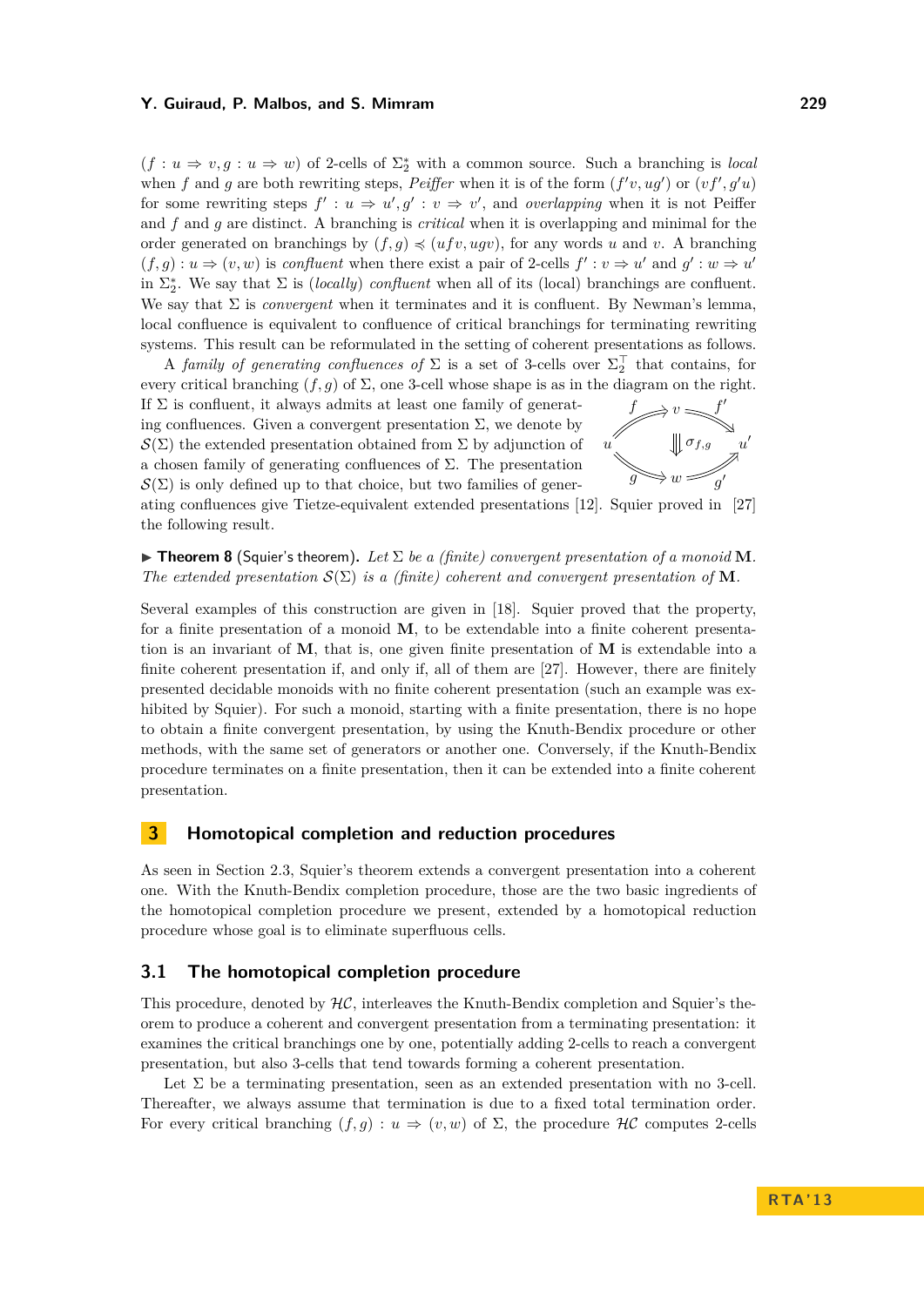$(f : u \Rightarrow v, g : u \Rightarrow w)$ of 2-cells of $\Sigma_2^*$ with a common source. Such a branching is *local* when $f$ and $g$ are both rewriting steps, *Peiffer* when it is of the form $(f'v, ug')$ or $(vf', g'u)$ for some rewriting steps $f' : u \Rightarrow u', g' : v \Rightarrow v'$, and *overlapping* when it is not Peiffer and $f$ and $g$ are distinct. A branching is *critical* when it is overlapping and minimal for the order generated on branchings by $(f, g) \preccurlyeq (ufv, ugv)$, for any words $u$ and $v$. A branching $(f, g) : u \Rightarrow (v, w)$ is *confluent* when there exist a pair of 2-cells $f' : v \Rightarrow u'$ and $g' : w \Rightarrow u'$ in $\Sigma_2^*$. We say that $\Sigma$ is (*locally*) *confluent* when all of its (local) branchings are confluent. We say that $\Sigma$ is *convergent* when it terminates and it is confluent. By Newman's lemma, local confluence is equivalent to confluence of critical branchings for terminating rewriting systems. This result can be reformulated in the setting of coherent presentations as follows.

A *family of generating confluences of* $\Sigma$ is a set of 3-cells over $\Sigma_2^\top$ that contains, for every critical branching $(f, g)$ of $\Sigma$, one 3-cell whose shape is as in the diagram on the right. If $\Sigma$ is confluent, it always admits at least one family of generating confluences. Given a convergent presentation $\Sigma$, we denote by $\mathcal{S}(\Sigma)$ the extended presentation obtained from $\Sigma$ by adjunction of a chosen family of generating confluences of $\Sigma$. The presentation $\mathcal{S}(\Sigma)$ is only defined up to that choice, but two families of generating confluences give Tietze-equivalent extended presentations [12]. Squier proved in [27] the following result.

$$\begin{array}{ccc} & v & \\ {}^{f}\nearrow & & \searrow^{f'} \\ u & \Downarrow \sigma_{f,g} & u' \\ {}_{g}\searrow & & \nearrow_{g'} \\ & w & \end{array}$$

▶ **Theorem 8** (Squier's theorem)**.** *Let $\Sigma$ be a (finite) convergent presentation of a monoid* $\mathbf{M}$*. The extended presentation $\mathcal{S}(\Sigma)$ is a (finite) coherent and convergent presentation of* $\mathbf{M}$*.*

Several examples of this construction are given in [18]. Squier proved that the property, for a finite presentation of a monoid $\mathbf{M}$, to be extendable into a finite coherent presentation is an invariant of $\mathbf{M}$, that is, one given finite presentation of $\mathbf{M}$ is extendable into a finite coherent presentation if, and only if, all of them are [27]. However, there are finitely presented decidable monoids with no finite coherent presentation (such an example was exhibited by Squier). For such a monoid, starting with a finite presentation, there is no hope to obtain a finite convergent presentation, by using the Knuth-Bendix procedure or other methods, with the same set of generators or another one. Conversely, if the Knuth-Bendix procedure terminates on a finite presentation, then it can be extended into a finite coherent presentation.

## 3 Homotopical completion and reduction procedures

As seen in Section 2.3, Squier's theorem extends a convergent presentation into a coherent one. With the Knuth-Bendix completion procedure, those are the two basic ingredients of the homotopical completion procedure we present, extended by a homotopical reduction procedure whose goal is to eliminate superfluous cells.

### 3.1 The homotopical completion procedure

This procedure, denoted by $\mathcal{HC}$, interleaves the Knuth-Bendix completion and Squier's theorem to produce a coherent and convergent presentation from a terminating presentation: it examines the critical branchings one by one, potentially adding 2-cells to reach a convergent presentation, but also 3-cells that tend towards forming a coherent presentation.

Let $\Sigma$ be a terminating presentation, seen as an extended presentation with no 3-cell. Thereafter, we always assume that termination is due to a fixed total termination order. For every critical branching $(f, g) : u \Rightarrow (v, w)$ of $\Sigma$, the procedure $\mathcal{HC}$ computes 2-cells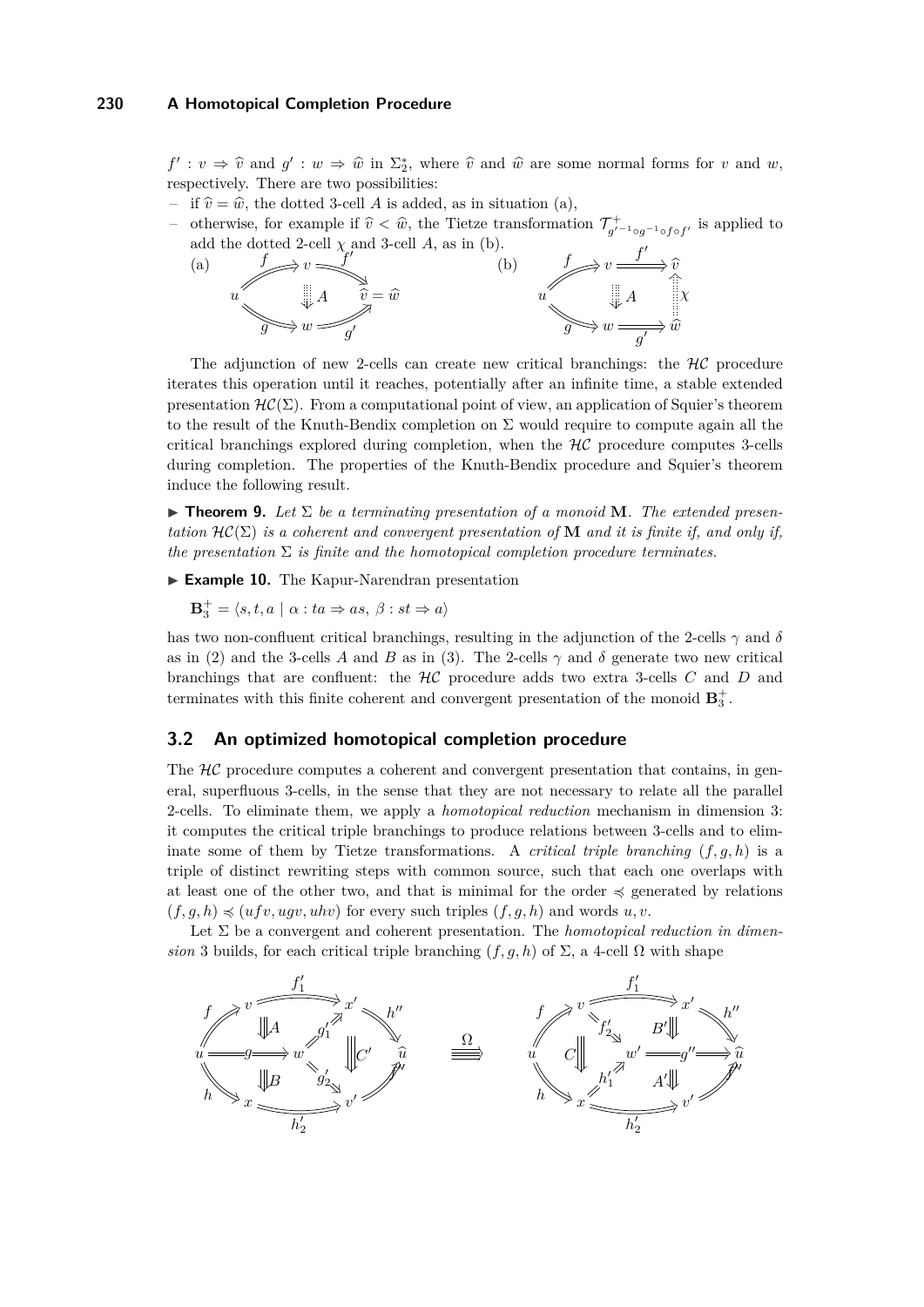$f' : v \Rightarrow \widehat{v}$ and $g' : w \Rightarrow \widehat{w}$ in $\Sigma_2^*$, where $\widehat{v}$ and $\widehat{w}$ are some normal forms for $v$ and $w$, respectively. There are two possibilities:

- if $\widehat{v} = \widehat{w}$, the dotted 3-cell $A$ is added, as in situation (a),
- otherwise, for example if $\widehat{v} < \widehat{w}$, the Tietze transformation $\mathcal{T}^+_{g'^{-1} \circ g^{-1} \circ f \circ f'}$ is applied to add the dotted 2-cell $\chi$ and 3-cell $A$, as in (b).

(a) [diagram: $f : u \Rightarrow v$, $f' : v \Rightarrow \widehat{v} = \widehat{w}$, $g : u \Rightarrow w$, $g' : w \Rightarrow \widehat{v} = \widehat{w}$, 3-cell $A$] (b) [diagram: $f : u \Rightarrow v$, $f' : v \Rightarrow \widehat{v}$, $g : u \Rightarrow w$, $g' : w \Rightarrow \widehat{w}$, 2-cell $\chi : \widehat{w} \Rightarrow \widehat{v}$, 3-cell $A$]

The adjunction of new 2-cells can create new critical branchings: the $\mathcal{HC}$ procedure iterates this operation until it reaches, potentially after an infinite time, a stable extended presentation $\mathcal{HC}(\Sigma)$. From a computational point of view, an application of Squier's theorem to the result of the Knuth-Bendix completion on $\Sigma$ would require to compute again all the critical branchings explored during completion, when the $\mathcal{HC}$ procedure computes 3-cells during completion. The properties of the Knuth-Bendix procedure and Squier's theorem induce the following result.

▶ **Theorem 9.** *Let $\Sigma$ be a terminating presentation of a monoid $\mathbf{M}$. The extended presentation $\mathcal{HC}(\Sigma)$ is a coherent and convergent presentation of $\mathbf{M}$ and it is finite if, and only if, the presentation $\Sigma$ is finite and the homotopical completion procedure terminates.*

▶ **Example 10.** The Kapur-Narendran presentation

$$\mathbf{B}_3^+ = \langle s, t, a \mid \alpha : ta \Rightarrow as,\ \beta : st \Rightarrow a \rangle$$

has two non-confluent critical branchings, resulting in the adjunction of the 2-cells $\gamma$ and $\delta$ as in (2) and the 3-cells $A$ and $B$ as in (3). The 2-cells $\gamma$ and $\delta$ generate two new critical branchings that are confluent: the $\mathcal{HC}$ procedure adds two extra 3-cells $C$ and $D$ and terminates with this finite coherent and convergent presentation of the monoid $\mathbf{B}_3^+$.

## 3.2 An optimized homotopical completion procedure

The $\mathcal{HC}$ procedure computes a coherent and convergent presentation that contains, in general, superfluous 3-cells, in the sense that they are not necessary to relate all the parallel 2-cells. To eliminate them, we apply a *homotopical reduction* mechanism in dimension 3: it computes the critical triple branchings to produce relations between 3-cells and to eliminate some of them by Tietze transformations. A *critical triple branching* $(f, g, h)$ is a triple of distinct rewriting steps with common source, such that each one overlaps with at least one of the other two, and that is minimal for the order $\preccurlyeq$ generated by relations $(f, g, h) \preccurlyeq (ufv, ugv, uhv)$ for every such triples $(f, g, h)$ and words $u, v$.

Let $\Sigma$ be a convergent and coherent presentation. The *homotopical reduction in dimension* 3 builds, for each critical triple branching $(f, g, h)$ of $\Sigma$, a 4-cell $\Omega$ with shape

[diagram: left side with $f : u \Rightarrow v$, $g : u \Rightarrow w$, $h : u \Rightarrow x$, $f'_1 : v \Rightarrow x'$, $g'_1 : w \Rightarrow x'$, $g'_2 : w \Rightarrow v'$, $h'_2 : x \Rightarrow v'$, $h'' : x' \Rightarrow \widehat{u}$, $f'' : v' \Rightarrow \widehat{u}$, 3-cells $A$, $B$, $C'$; $\overset{\Omega}{\Rrightarrow}$; right side with $f$, $h$, $f'_1$, $f'_2 : v \Rightarrow w'$, $h'_1 : x \Rightarrow w'$, $g'' : w' \Rightarrow \widehat{u}$, $h'_2$, $h''$, $f''$, 3-cells $C$, $B'$, $A'$]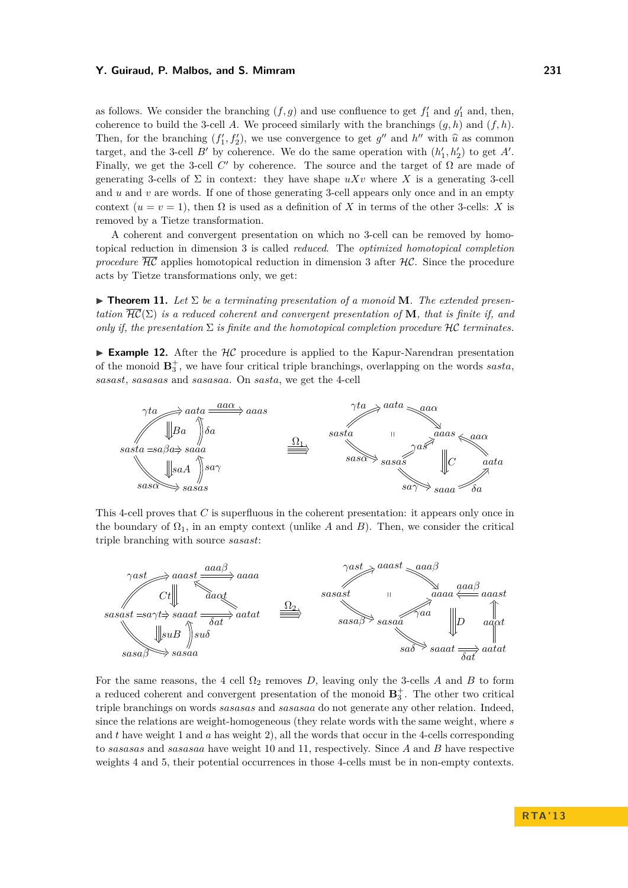as follows. We consider the branching $(f, g)$ and use confluence to get $f_1'$ and $g_1'$ and, then, coherence to build the 3-cell $A$. We proceed similarly with the branchings $(g, h)$ and $(f, h)$. Then, for the branching $(f_1', f_2')$, we use convergence to get $g''$ and $h''$ with $\widehat{u}$ as common target, and the 3-cell $B'$ by coherence. We do the same operation with $(h_1', h_2')$ to get $A'$. Finally, we get the 3-cell $C'$ by coherence. The source and the target of $\Omega$ are made of generating 3-cells of $\Sigma$ in context: they have shape $uXv$ where $X$ is a generating 3-cell and $u$ and $v$ are words. If one of those generating 3-cell appears only once and in an empty context ($u = v = 1$), then $\Omega$ is used as a definition of $X$ in terms of the other 3-cells: $X$ is removed by a Tietze transformation.

A coherent and convergent presentation on which no 3-cell can be removed by homotopical reduction in dimension 3 is called *reduced*. The *optimized homotopical completion procedure* $\overline{\mathcal{HC}}$ applies homotopical reduction in dimension 3 after $\mathcal{HC}$. Since the procedure acts by Tietze transformations only, we get:

▶ **Theorem 11.** *Let $\Sigma$ be a terminating presentation of a monoid $\mathbf{M}$. The extended presentation $\overline{\mathcal{HC}}(\Sigma)$ is a reduced coherent and convergent presentation of $\mathbf{M}$, that is finite if, and only if, the presentation $\Sigma$ is finite and the homotopical completion procedure $\mathcal{HC}$ terminates.*

▶ **Example 12.** After the $\mathcal{HC}$ procedure is applied to the Kapur-Narendran presentation of the monoid $\mathbf{B}_3^+$, we have four critical triple branchings, overlapping on the words *sasta*, *sasast*, *sasasas* and *sasasaa*. On *sasta*, we get the 4-cell

$$\text{(4-cell } \Omega_1 \text{ on } sasta\text{: source built from } Ba,\ \delta a,\ saA,\ sa\gamma \text{; target built from } \gamma as,\ C,\ \delta a,\ aa\alpha\text{)}$$

This 4-cell proves that $C$ is superfluous in the coherent presentation: it appears only once in the boundary of $\Omega_1$, in an empty context (unlike $A$ and $B$). Then, we consider the critical triple branching with source *sasast*:

$$\text{(4-cell } \Omega_2 \text{ on } sasast\text{: source built from } Ct,\ aa\alpha t,\ suB,\ su\delta \text{; target built from } \gamma aa,\ D,\ aa\alpha t,\ aaa\beta\text{)}$$

For the same reasons, the 4 cell $\Omega_2$ removes $D$, leaving only the 3-cells $A$ and $B$ to form a reduced coherent and convergent presentation of the monoid $\mathbf{B}_3^+$. The other two critical triple branchings on words *sasasas* and *sasasaa* do not generate any other relation. Indeed, since the relations are weight-homogeneous (they relate words with the same weight, where $s$ and $t$ have weight 1 and $a$ has weight 2), all the words that occur in the 4-cells corresponding to *sasasas* and *sasasaa* have weight 10 and 11, respectively. Since $A$ and $B$ have respective weights 4 and 5, their potential occurrences in those 4-cells must be in non-empty contexts.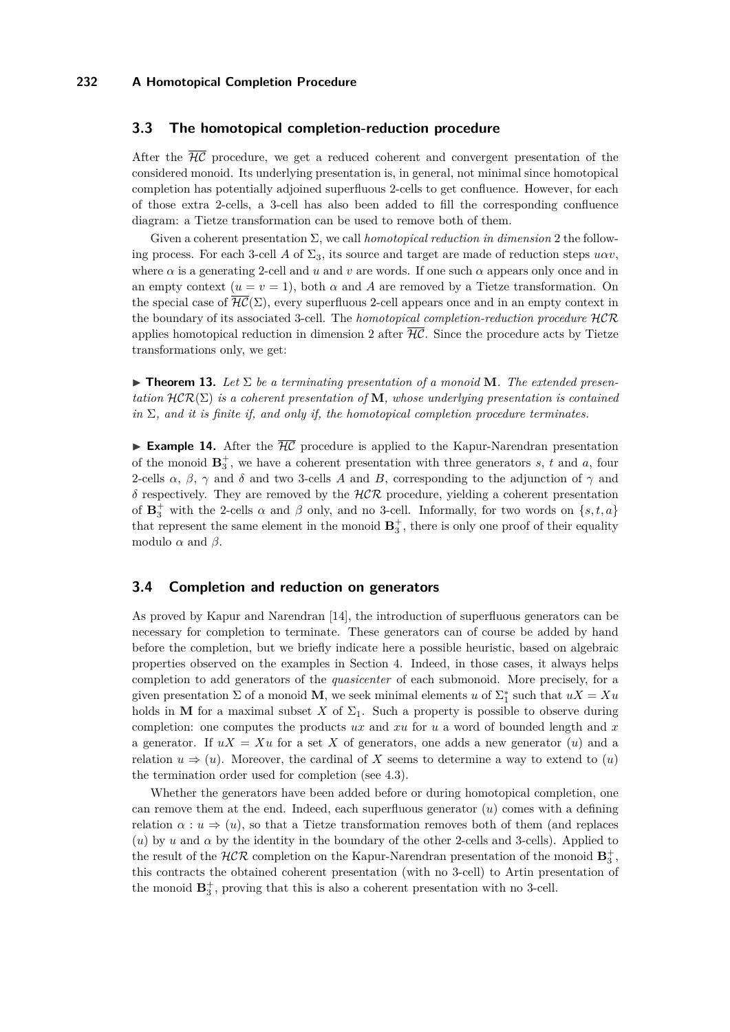### 3.3 The homotopical completion-reduction procedure

After the $\overline{\mathcal{HC}}$ procedure, we get a reduced coherent and convergent presentation of the considered monoid. Its underlying presentation is, in general, not minimal since homotopical completion has potentially adjoined superfluous 2-cells to get confluence. However, for each of those extra 2-cells, a 3-cell has also been added to fill the corresponding confluence diagram: a Tietze transformation can be used to remove both of them.

Given a coherent presentation $\Sigma$, we call *homotopical reduction in dimension* 2 the following process. For each 3-cell $A$ of $\Sigma_3$, its source and target are made of reduction steps $u\alpha v$, where $\alpha$ is a generating 2-cell and $u$ and $v$ are words. If one such $\alpha$ appears only once and in an empty context ($u = v = 1$), both $\alpha$ and $A$ are removed by a Tietze transformation. On the special case of $\overline{\mathcal{HC}}(\Sigma)$, every superfluous 2-cell appears once and in an empty context in the boundary of its associated 3-cell. The *homotopical completion-reduction procedure* $\mathcal{HCR}$ applies homotopical reduction in dimension 2 after $\overline{\mathcal{HC}}$. Since the procedure acts by Tietze transformations only, we get:

▶ **Theorem 13.** *Let $\Sigma$ be a terminating presentation of a monoid $\mathbf{M}$. The extended presentation $\mathcal{HCR}(\Sigma)$ is a coherent presentation of $\mathbf{M}$, whose underlying presentation is contained in $\Sigma$, and it is finite if, and only if, the homotopical completion procedure terminates.*

▶ **Example 14.** After the $\overline{\mathcal{HC}}$ procedure is applied to the Kapur-Narendran presentation of the monoid $\mathbf{B}_3^+$, we have a coherent presentation with three generators $s$, $t$ and $a$, four 2-cells $\alpha$, $\beta$, $\gamma$ and $\delta$ and two 3-cells $A$ and $B$, corresponding to the adjunction of $\gamma$ and $\delta$ respectively. They are removed by the $\mathcal{HCR}$ procedure, yielding a coherent presentation of $\mathbf{B}_3^+$ with the 2-cells $\alpha$ and $\beta$ only, and no 3-cell. Informally, for two words on $\{s, t, a\}$ that represent the same element in the monoid $\mathbf{B}_3^+$, there is only one proof of their equality modulo $\alpha$ and $\beta$.

### 3.4 Completion and reduction on generators

As proved by Kapur and Narendran [14], the introduction of superfluous generators can be necessary for completion to terminate. These generators can of course be added by hand before the completion, but we briefly indicate here a possible heuristic, based on algebraic properties observed on the examples in Section 4. Indeed, in those cases, it always helps completion to add generators of the *quasicenter* of each submonoid. More precisely, for a given presentation $\Sigma$ of a monoid $\mathbf{M}$, we seek minimal elements $u$ of $\Sigma_1^*$ such that $uX = Xu$ holds in $\mathbf{M}$ for a maximal subset $X$ of $\Sigma_1$. Such a property is possible to observe during completion: one computes the products $ux$ and $xu$ for $u$ a word of bounded length and $x$ a generator. If $uX = Xu$ for a set $X$ of generators, one adds a new generator $(u)$ and a relation $u \Rightarrow (u)$. Moreover, the cardinal of $X$ seems to determine a way to extend to $(u)$ the termination order used for completion (see 4.3).

Whether the generators have been added before or during homotopical completion, one can remove them at the end. Indeed, each superfluous generator $(u)$ comes with a defining relation $\alpha : u \Rightarrow (u)$, so that a Tietze transformation removes both of them (and replaces $(u)$ by $u$ and $\alpha$ by the identity in the boundary of the other 2-cells and 3-cells). Applied to the result of the $\mathcal{HCR}$ completion on the Kapur-Narendran presentation of the monoid $\mathbf{B}_3^+$, this contracts the obtained coherent presentation (with no 3-cell) to Artin presentation of the monoid $\mathbf{B}_3^+$, proving that this is also a coherent presentation with no 3-cell.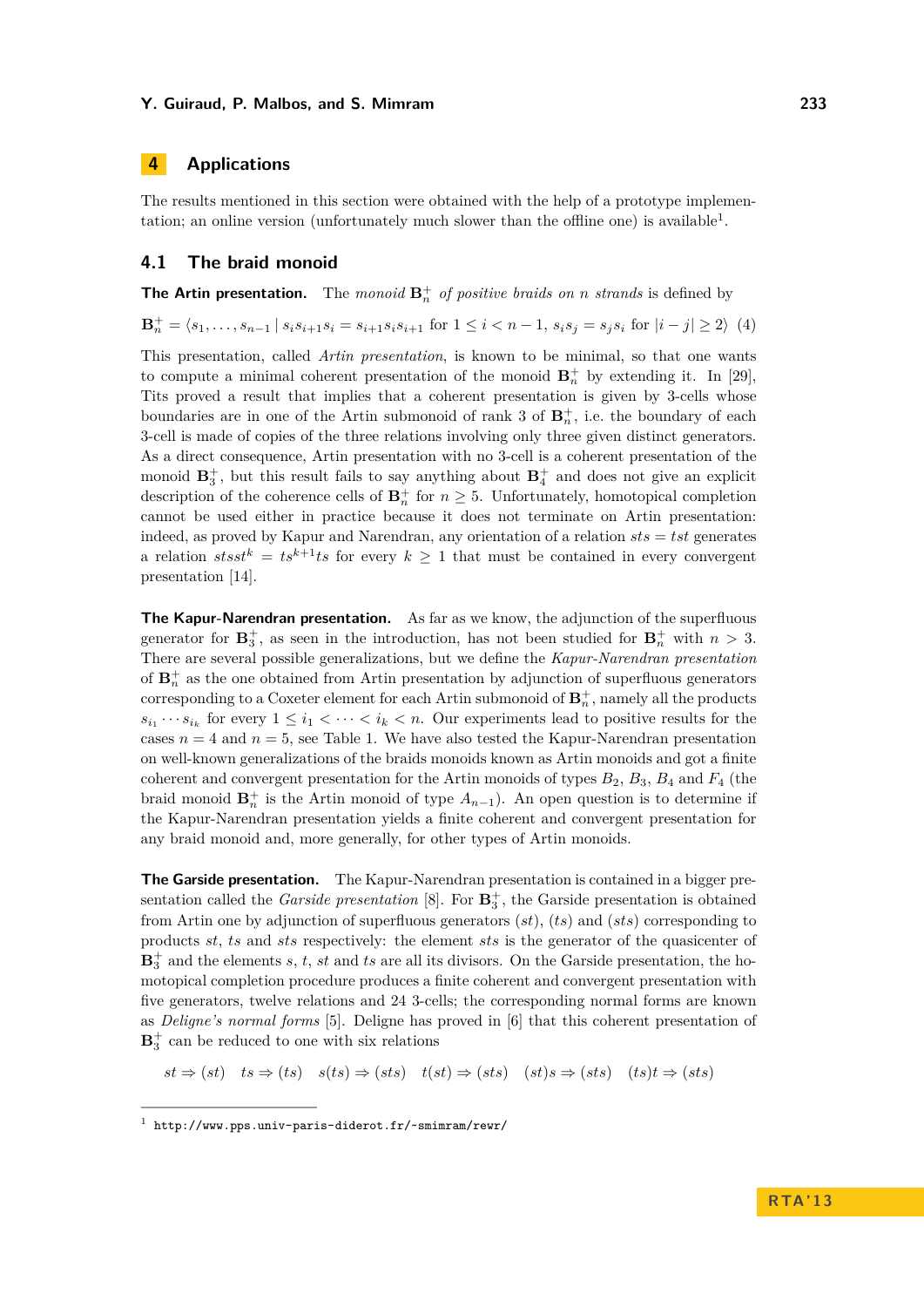## 4 Applications

The results mentioned in this section were obtained with the help of a prototype implementation; an online version (unfortunately much slower than the offline one) is available[1].

### 4.1 The braid monoid

**The Artin presentation.** The *monoid* $\mathbf{B}_n^+$ *of positive braids on* $n$ *strands* is defined by

$$\mathbf{B}_n^+ = \langle s_1, \ldots, s_{n-1} \mid s_i s_{i+1} s_i = s_{i+1} s_i s_{i+1} \text{ for } 1 \leq i < n-1,\ s_i s_j = s_j s_i \text{ for } |i-j| \geq 2 \rangle \quad (4)$$

This presentation, called *Artin presentation*, is known to be minimal, so that one wants to compute a minimal coherent presentation of the monoid $\mathbf{B}_n^+$ by extending it. In [29], Tits proved a result that implies that a coherent presentation is given by 3-cells whose boundaries are in one of the Artin submonoid of rank 3 of $\mathbf{B}_n^+$, i.e. the boundary of each 3-cell is made of copies of the three relations involving only three given distinct generators. As a direct consequence, Artin presentation with no 3-cell is a coherent presentation of the monoid $\mathbf{B}_3^+$, but this result fails to say anything about $\mathbf{B}_4^+$ and does not give an explicit description of the coherence cells of $\mathbf{B}_n^+$ for $n \geq 5$. Unfortunately, homotopical completion cannot be used either in practice because it does not terminate on Artin presentation: indeed, as proved by Kapur and Narendran, any orientation of a relation $sts = tst$ generates a relation $stsst^k = ts^{k+1}ts$ for every $k \geq 1$ that must be contained in every convergent presentation [14].

**The Kapur-Narendran presentation.** As far as we know, the adjunction of the superfluous generator for $\mathbf{B}_3^+$, as seen in the introduction, has not been studied for $\mathbf{B}_n^+$ with $n > 3$. There are several possible generalizations, but we define the *Kapur-Narendran presentation* of $\mathbf{B}_n^+$ as the one obtained from Artin presentation by adjunction of superfluous generators corresponding to a Coxeter element for each Artin submonoid of $\mathbf{B}_n^+$, namely all the products $s_{i_1} \cdots s_{i_k}$ for every $1 \leq i_1 < \cdots < i_k < n$. Our experiments lead to positive results for the cases $n = 4$ and $n = 5$, see Table 1. We have also tested the Kapur-Narendran presentation on well-known generalizations of the braids monoids known as Artin monoids and got a finite coherent and convergent presentation for the Artin monoids of types $B_2$, $B_3$, $B_4$ and $F_4$ (the braid monoid $\mathbf{B}_n^+$ is the Artin monoid of type $A_{n-1}$). An open question is to determine if the Kapur-Narendran presentation yields a finite coherent and convergent presentation for any braid monoid and, more generally, for other types of Artin monoids.

**The Garside presentation.** The Kapur-Narendran presentation is contained in a bigger presentation called the *Garside presentation* [8]. For $\mathbf{B}_3^+$, the Garside presentation is obtained from Artin one by adjunction of superfluous generators $(st)$, $(ts)$ and $(sts)$ corresponding to products $st$, $ts$ and $sts$ respectively: the element $sts$ is the generator of the quasicenter of $\mathbf{B}_3^+$ and the elements $s$, $t$, $st$ and $ts$ are all its divisors. On the Garside presentation, the homotopical completion procedure produces a finite coherent and convergent presentation with five generators, twelve relations and 24 3-cells; the corresponding normal forms are known as *Deligne's normal forms* [5]. Deligne has proved in [6] that this coherent presentation of $\mathbf{B}_3^+$ can be reduced to one with six relations

$$st \Rightarrow (st) \quad ts \Rightarrow (ts) \quad s(ts) \Rightarrow (sts) \quad t(st) \Rightarrow (sts) \quad (st)s \Rightarrow (sts) \quad (ts)t \Rightarrow (sts)$$

[1] http://www.pps.univ-paris-diderot.fr/~smimram/rewr/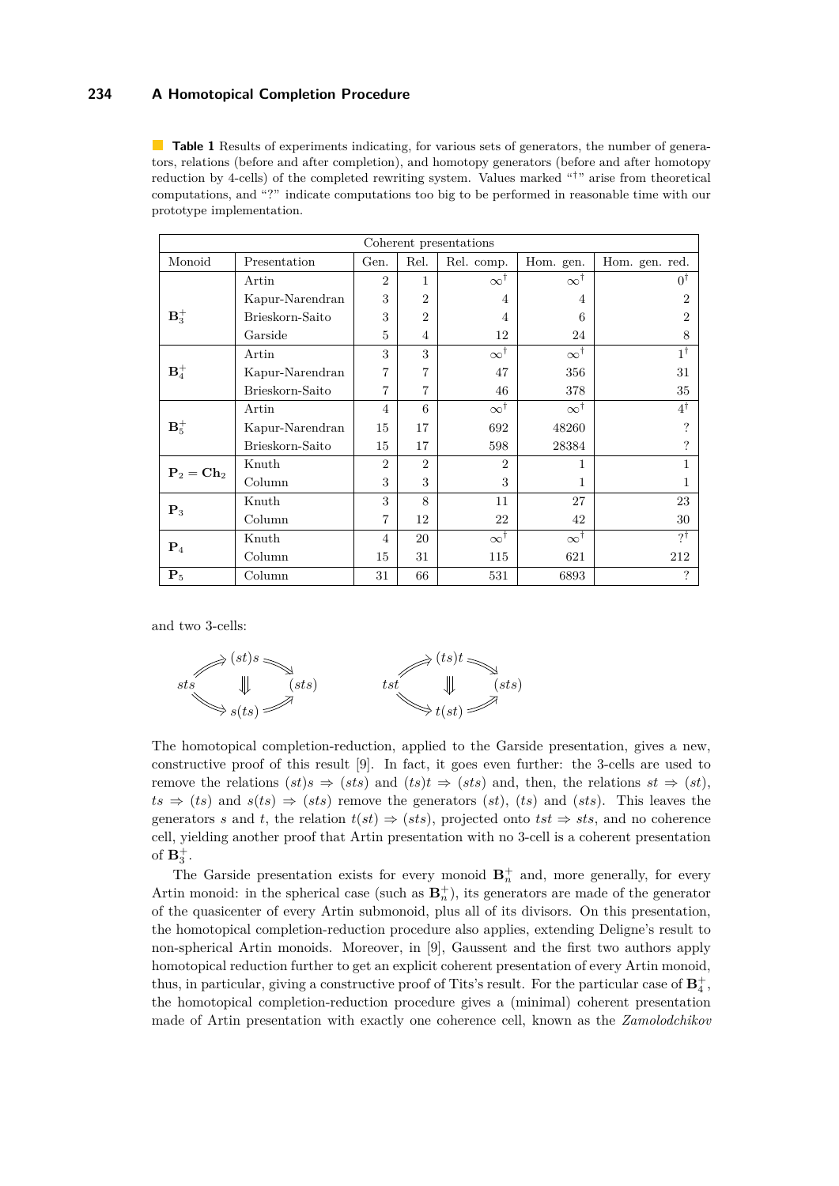**Table 1** Results of experiments indicating, for various sets of generators, the number of generators, relations (before and after completion), and homotopy generators (before and after homotopy reduction by 4-cells) of the completed rewriting system. Values marked "†" arise from theoretical computations, and "?" indicate computations too big to be performed in reasonable time with our prototype implementation.

| Coherent presentations | | | | | | |
|---|---|---|---|---|---|---|
| Monoid | Presentation | Gen. | Rel. | Rel. comp. | Hom. gen. | Hom. gen. red. |
| $\mathbf{B}_3^+$ | Artin | 2 | 1 | $\infty^\dagger$ | $\infty^\dagger$ | $0^\dagger$ |
| | Kapur-Narendran | 3 | 2 | 4 | 4 | 2 |
| | Brieskorn-Saito | 3 | 2 | 4 | 6 | 2 |
| | Garside | 5 | 4 | 12 | 24 | 8 |
| $\mathbf{B}_4^+$ | Artin | 3 | 3 | $\infty^\dagger$ | $\infty^\dagger$ | $1^\dagger$ |
| | Kapur-Narendran | 7 | 7 | 47 | 356 | 31 |
| | Brieskorn-Saito | 7 | 7 | 46 | 378 | 35 |
| $\mathbf{B}_5^+$ | Artin | 4 | 6 | $\infty^\dagger$ | $\infty^\dagger$ | $4^\dagger$ |
| | Kapur-Narendran | 15 | 17 | 692 | 48260 | ? |
| | Brieskorn-Saito | 15 | 17 | 598 | 28384 | ? |
| $\mathbf{P}_2 = \mathbf{Ch}_2$ | Knuth | 2 | 2 | 2 | 1 | 1 |
| | Column | 3 | 3 | 3 | 1 | 1 |
| $\mathbf{P}_3$ | Knuth | 3 | 8 | 11 | 27 | 23 |
| | Column | 7 | 12 | 22 | 42 | 30 |
| $\mathbf{P}_4$ | Knuth | 4 | 20 | $\infty^\dagger$ | $\infty^\dagger$ | $?^\dagger$ |
| | Column | 15 | 31 | 115 | 621 | 212 |
| $\mathbf{P}_5$ | Column | 31 | 66 | 531 | 6893 | ? |

and two 3-cells:

$$sts \Rightarrow (st)s \Rightarrow (sts) \quad \Downarrow \quad sts \Rightarrow s(ts) \Rightarrow (sts) \qquad\qquad tst \Rightarrow (ts)t \Rightarrow (sts) \quad \Downarrow \quad tst \Rightarrow t(st) \Rightarrow (sts)$$

The homotopical completion-reduction, applied to the Garside presentation, gives a new, constructive proof of this result [9]. In fact, it goes even further: the 3-cells are used to remove the relations $(st)s \Rightarrow (sts)$ and $(ts)t \Rightarrow (sts)$ and, then, the relations $st \Rightarrow (st)$, $ts \Rightarrow (ts)$ and $s(ts) \Rightarrow (sts)$ remove the generators $(st)$, $(ts)$ and $(sts)$. This leaves the generators $s$ and $t$, the relation $t(st) \Rightarrow (sts)$, projected onto $tst \Rightarrow sts$, and no coherence cell, yielding another proof that Artin presentation with no 3-cell is a coherent presentation of $\mathbf{B}_3^+$.

The Garside presentation exists for every monoid $\mathbf{B}_n^+$ and, more generally, for every Artin monoid: in the spherical case (such as $\mathbf{B}_n^+$), its generators are made of the generator of the quasicenter of every Artin submonoid, plus all of its divisors. On this presentation, the homotopical completion-reduction procedure also applies, extending Deligne's result to non-spherical Artin monoids. Moreover, in [9], Gaussent and the first two authors apply homotopical reduction further to get an explicit coherent presentation of every Artin monoid, thus, in particular, giving a constructive proof of Tits's result. For the particular case of $\mathbf{B}_4^+$, the homotopical completion-reduction procedure gives a (minimal) coherent presentation made of Artin presentation with exactly one coherence cell, known as the *Zamolodchikov*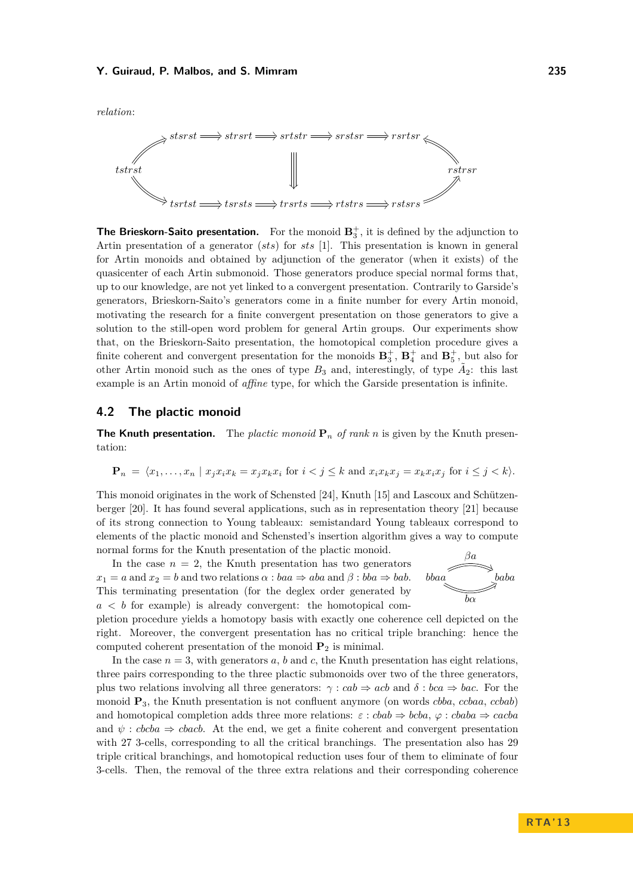*relation*:

$$
\begin{array}{c}
tstrst \Rightarrow stsrst \Rightarrow strsrt \Rightarrow srtstr \Rightarrow srstsr \Rightarrow rsrtsr \Leftarrow rstrsr \\
tstrst \Rightarrow tsrtst \Rightarrow tsrsts \Rightarrow trsrts \Rightarrow rtstrs \Rightarrow rstsrs \Rightarrow rstrsr
\end{array}
$$

**The Brieskorn-Saito presentation.** For the monoid $\mathbf{B}_3^+$, it is defined by the adjunction to Artin presentation of a generator $(sts)$ for $sts$ [1]. This presentation is known in general for Artin monoids and obtained by adjunction of the generator (when it exists) of the quasicenter of each Artin submonoid. Those generators produce special normal forms that, up to our knowledge, are not yet linked to a convergent presentation. Contrarily to Garside's generators, Brieskorn-Saito's generators come in a finite number for every Artin monoid, motivating the research for a finite convergent presentation on those generators to give a solution to the still-open word problem for general Artin groups. Our experiments show that, on the Brieskorn-Saito presentation, the homotopical completion procedure gives a finite coherent and convergent presentation for the monoids $\mathbf{B}_3^+$, $\mathbf{B}_4^+$ and $\mathbf{B}_5^+$, but also for other Artin monoid such as the ones of type $B_3$ and, interestingly, of type $\tilde{A}_2$: this last example is an Artin monoid of *affine* type, for which the Garside presentation is infinite.

## 4.2 The plactic monoid

**The Knuth presentation.** The *plactic monoid* $\mathbf{P}_n$ *of rank* $n$ is given by the Knuth presentation:

$$\mathbf{P}_n \;=\; \langle x_1, \ldots, x_n \mid x_j x_i x_k = x_j x_k x_i \text{ for } i < j \leq k \text{ and } x_i x_k x_j = x_k x_i x_j \text{ for } i \leq j < k \rangle.$$

This monoid originates in the work of Schensted [24], Knuth [15] and Lascoux and Schützenberger [20]. It has found several applications, such as in representation theory [21] because of its strong connection to Young tableaux: semistandard Young tableaux correspond to elements of the plactic monoid and Schensted's insertion algorithm gives a way to compute normal forms for the Knuth presentation of the plactic monoid.

In the case $n = 2$, the Knuth presentation has two generators $x_1 = a$ and $x_2 = b$ and two relations $\alpha : baa \Rightarrow aba$ and $\beta : bba \Rightarrow bab$. This terminating presentation (for the deglex order generated by $a < b$ for example) is already convergent: the homotopical completion procedure yields a homotopy basis with exactly one coherence cell depicted on the right. Moreover, the convergent presentation has no critical triple branching: hence the computed coherent presentation of the monoid $\mathbf{P}_2$ is minimal.

$$bbaa \overset{\beta a}{\underset{b\alpha}{\rightrightarrows}} baba$$

In the case $n = 3$, with generators $a$, $b$ and $c$, the Knuth presentation has eight relations, three pairs corresponding to the three plactic submonoids over two of the three generators, plus two relations involving all three generators: $\gamma : cab \Rightarrow acb$ and $\delta : bca \Rightarrow bac$. For the monoid $\mathbf{P}_3$, the Knuth presentation is not confluent anymore (on words $cbba$, $ccbaa$, $ccbab$) and homotopical completion adds three more relations: $\varepsilon : cbab \Rightarrow bcba$, $\varphi : cbaba \Rightarrow cacba$ and $\psi : cbcba \Rightarrow cbacb$. At the end, we get a finite coherent and convergent presentation with 27 3-cells, corresponding to all the critical branchings. The presentation also has 29 triple critical branchings, and homotopical reduction uses four of them to eliminate of four 3-cells. Then, the removal of the three extra relations and their corresponding coherence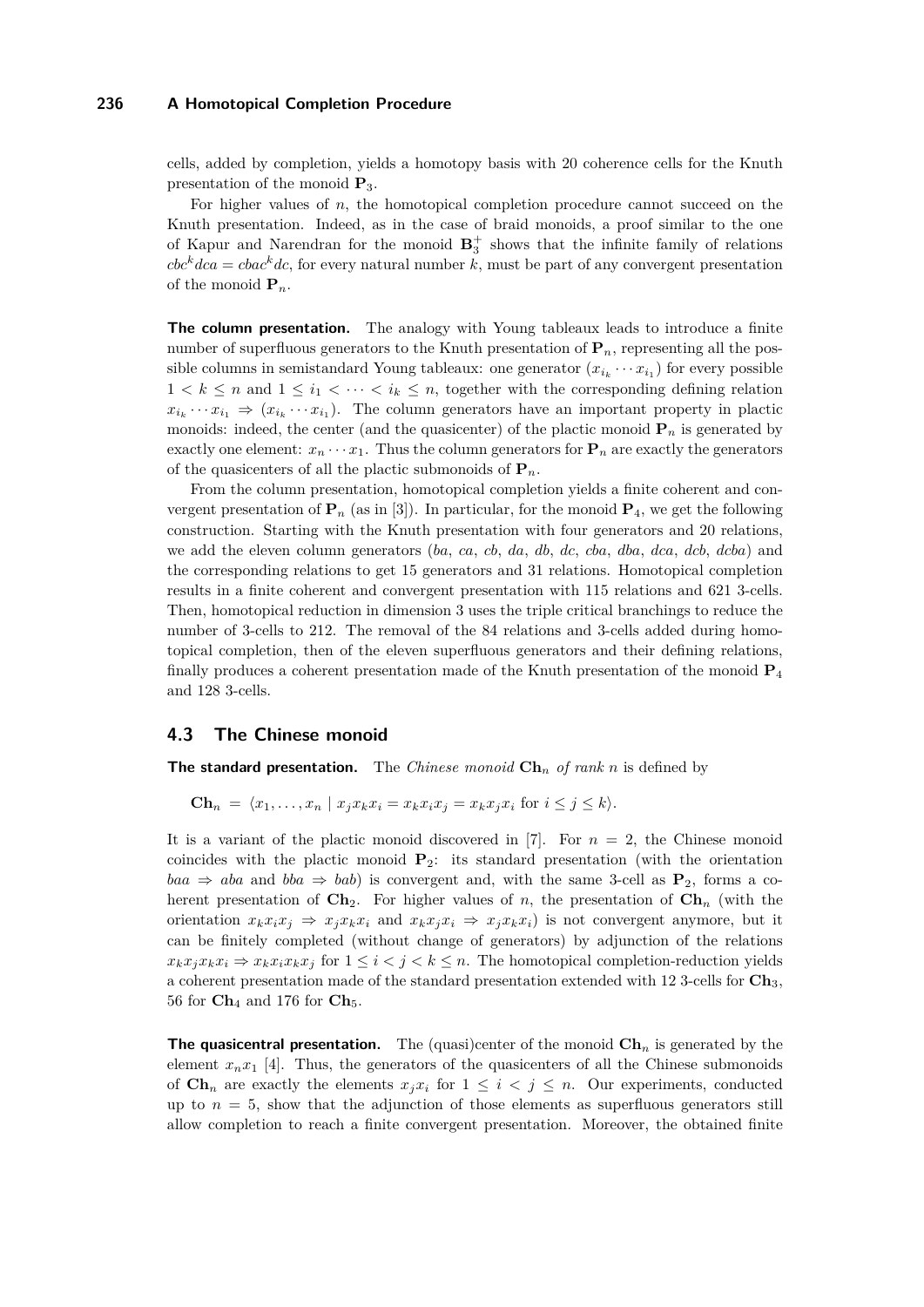cells, added by completion, yields a homotopy basis with 20 coherence cells for the Knuth presentation of the monoid $\mathbf{P}_3$.

For higher values of $n$, the homotopical completion procedure cannot succeed on the Knuth presentation. Indeed, as in the case of braid monoids, a proof similar to the one of Kapur and Narendran for the monoid $\mathbf{B}_3^+$ shows that the infinite family of relations $cbc^k dca = cbac^k dc$, for every natural number $k$, must be part of any convergent presentation of the monoid $\mathbf{P}_n$.

**The column presentation.** The analogy with Young tableaux leads to introduce a finite number of superfluous generators to the Knuth presentation of $\mathbf{P}_n$, representing all the possible columns in semistandard Young tableaux: one generator $(x_{i_k} \cdots x_{i_1})$ for every possible $1 < k \leq n$ and $1 \leq i_1 < \cdots < i_k \leq n$, together with the corresponding defining relation $x_{i_k} \cdots x_{i_1} \Rightarrow (x_{i_k} \cdots x_{i_1})$. The column generators have an important property in plactic monoids: indeed, the center (and the quasicenter) of the plactic monoid $\mathbf{P}_n$ is generated by exactly one element: $x_n \cdots x_1$. Thus the column generators for $\mathbf{P}_n$ are exactly the generators of the quasicenters of all the plactic submonoids of $\mathbf{P}_n$.

From the column presentation, homotopical completion yields a finite coherent and convergent presentation of $\mathbf{P}_n$ (as in [3]). In particular, for the monoid $\mathbf{P}_4$, we get the following construction. Starting with the Knuth presentation with four generators and 20 relations, we add the eleven column generators ($ba$, $ca$, $cb$, $da$, $db$, $dc$, $cba$, $dba$, $dca$, $dcb$, $dcba$) and the corresponding relations to get 15 generators and 31 relations. Homotopical completion results in a finite coherent and convergent presentation with 115 relations and 621 3-cells. Then, homotopical reduction in dimension 3 uses the triple critical branchings to reduce the number of 3-cells to 212. The removal of the 84 relations and 3-cells added during homotopical completion, then of the eleven superfluous generators and their defining relations, finally produces a coherent presentation made of the Knuth presentation of the monoid $\mathbf{P}_4$ and 128 3-cells.

### 4.3 The Chinese monoid

**The standard presentation.** The *Chinese monoid* $\mathbf{Ch}_n$ *of rank* $n$ is defined by

$$\mathbf{Ch}_n \;=\; \langle x_1, \ldots, x_n \mid x_j x_k x_i = x_k x_i x_j = x_k x_j x_i \text{ for } i \leq j \leq k \rangle.$$

It is a variant of the plactic monoid discovered in [7]. For $n = 2$, the Chinese monoid coincides with the plactic monoid $\mathbf{P}_2$: its standard presentation (with the orientation $baa \Rightarrow aba$ and $bba \Rightarrow bab$) is convergent and, with the same 3-cell as $\mathbf{P}_2$, forms a coherent presentation of $\mathbf{Ch}_2$. For higher values of $n$, the presentation of $\mathbf{Ch}_n$ (with the orientation $x_k x_i x_j \Rightarrow x_j x_k x_i$ and $x_k x_j x_i \Rightarrow x_j x_k x_i$) is not convergent anymore, but it can be finitely completed (without change of generators) by adjunction of the relations $x_k x_j x_k x_i \Rightarrow x_k x_i x_k x_j$ for $1 \leq i < j < k \leq n$. The homotopical completion-reduction yields a coherent presentation made of the standard presentation extended with 12 3-cells for $\mathbf{Ch}_3$, 56 for $\mathbf{Ch}_4$ and 176 for $\mathbf{Ch}_5$.

**The quasicentral presentation.** The (quasi)center of the monoid $\mathbf{Ch}_n$ is generated by the element $x_n x_1$ [4]. Thus, the generators of the quasicenters of all the Chinese submonoids of $\mathbf{Ch}_n$ are exactly the elements $x_j x_i$ for $1 \leq i < j \leq n$. Our experiments, conducted up to $n = 5$, show that the adjunction of those elements as superfluous generators still allow completion to reach a finite convergent presentation. Moreover, the obtained finite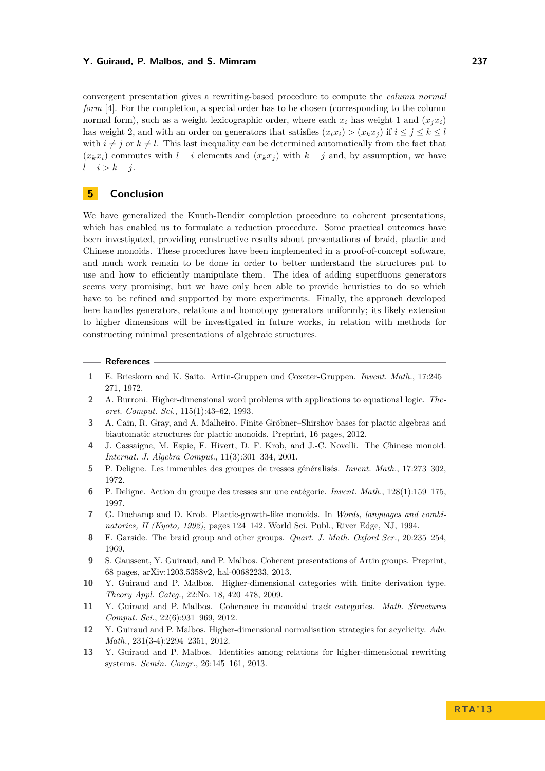convergent presentation gives a rewriting-based procedure to compute the *column normal form* [4]. For the completion, a special order has to be chosen (corresponding to the column normal form), such as a weight lexicographic order, where each $x_i$ has weight 1 and $(x_j x_i)$ has weight 2, and with an order on generators that satisfies $(x_l x_i) > (x_k x_j)$ if $i \leq j \leq k \leq l$ with $i \neq j$ or $k \neq l$. This last inequality can be determined automatically from the fact that $(x_k x_i)$ commutes with $l - i$ elements and $(x_k x_j)$ with $k - j$ and, by assumption, we have $l - i > k - j$.

## 5 Conclusion

We have generalized the Knuth-Bendix completion procedure to coherent presentations, which has enabled us to formulate a reduction procedure. Some practical outcomes have been investigated, providing constructive results about presentations of braid, plactic and Chinese monoids. These procedures have been implemented in a proof-of-concept software, and much work remain to be done in order to better understand the structures put to use and how to efficiently manipulate them. The idea of adding superfluous generators seems very promising, but we have only been able to provide heuristics to do so which have to be refined and supported by more experiments. Finally, the approach developed here handles generators, relations and homotopy generators uniformly; its likely extension to higher dimensions will be investigated in future works, in relation with methods for constructing minimal presentations of algebraic structures.

## References

1. E. Brieskorn and K. Saito. Artin-Gruppen und Coxeter-Gruppen. *Invent. Math.*, 17:245–271, 1972.
2. A. Burroni. Higher-dimensional word problems with applications to equational logic. *Theoret. Comput. Sci.*, 115(1):43–62, 1993.
3. A. Cain, R. Gray, and A. Malheiro. Finite Gröbner–Shirshov bases for plactic algebras and biautomatic structures for plactic monoids. Preprint, 16 pages, 2012.
4. J. Cassaigne, M. Espie, F. Hivert, D. F. Krob, and J.-C. Novelli. The Chinese monoid. *Internat. J. Algebra Comput.*, 11(3):301–334, 2001.
5. P. Deligne. Les immeubles des groupes de tresses généralisés. *Invent. Math.*, 17:273–302, 1972.
6. P. Deligne. Action du groupe des tresses sur une catégorie. *Invent. Math.*, 128(1):159–175, 1997.
7. G. Duchamp and D. Krob. Plactic-growth-like monoids. In *Words, languages and combinatorics, II (Kyoto, 1992)*, pages 124–142. World Sci. Publ., River Edge, NJ, 1994.
8. F. Garside. The braid group and other groups. *Quart. J. Math. Oxford Ser.*, 20:235–254, 1969.
9. S. Gaussent, Y. Guiraud, and P. Malbos. Coherent presentations of Artin groups. Preprint, 68 pages, arXiv:1203.5358v2, hal-00682233, 2013.
10. Y. Guiraud and P. Malbos. Higher-dimensional categories with finite derivation type. *Theory Appl. Categ.*, 22:No. 18, 420–478, 2009.
11. Y. Guiraud and P. Malbos. Coherence in monoidal track categories. *Math. Structures Comput. Sci.*, 22(6):931–969, 2012.
12. Y. Guiraud and P. Malbos. Higher-dimensional normalisation strategies for acyclicity. *Adv. Math.*, 231(3-4):2294–2351, 2012.
13. Y. Guiraud and P. Malbos. Identities among relations for higher-dimensional rewriting systems. *Semin. Congr.*, 26:145–161, 2013.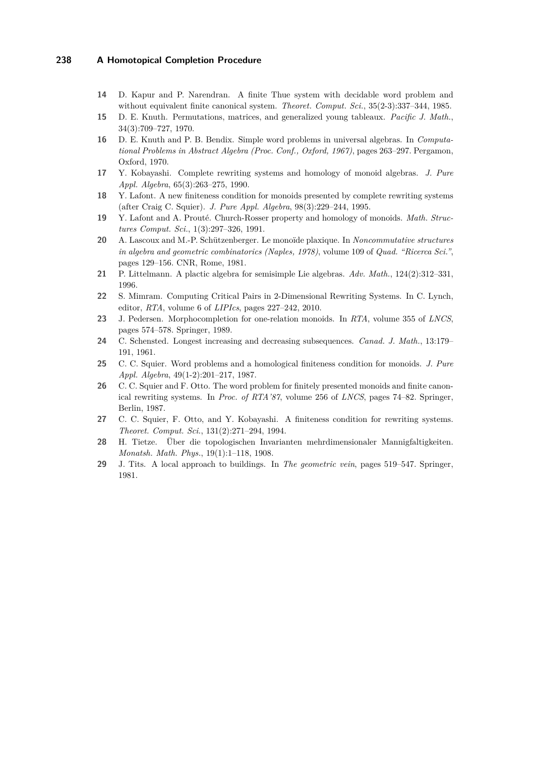14 D. Kapur and P. Narendran. A finite Thue system with decidable word problem and without equivalent finite canonical system. *Theoret. Comput. Sci.*, 35(2-3):337–344, 1985.

15 D. E. Knuth. Permutations, matrices, and generalized young tableaux. *Pacific J. Math.*, 34(3):709–727, 1970.

16 D. E. Knuth and P. B. Bendix. Simple word problems in universal algebras. In *Computational Problems in Abstract Algebra (Proc. Conf., Oxford, 1967)*, pages 263–297. Pergamon, Oxford, 1970.

17 Y. Kobayashi. Complete rewriting systems and homology of monoid algebras. *J. Pure Appl. Algebra*, 65(3):263–275, 1990.

18 Y. Lafont. A new finiteness condition for monoids presented by complete rewriting systems (after Craig C. Squier). *J. Pure Appl. Algebra*, 98(3):229–244, 1995.

19 Y. Lafont and A. Prouté. Church-Rosser property and homology of monoids. *Math. Structures Comput. Sci.*, 1(3):297–326, 1991.

20 A. Lascoux and M.-P. Schützenberger. Le monoïde plaxique. In *Noncommutative structures in algebra and geometric combinatorics (Naples, 1978)*, volume 109 of *Quad. "Ricerca Sci."*, pages 129–156. CNR, Rome, 1981.

21 P. Littelmann. A plactic algebra for semisimple Lie algebras. *Adv. Math.*, 124(2):312–331, 1996.

22 S. Mimram. Computing Critical Pairs in 2-Dimensional Rewriting Systems. In C. Lynch, editor, *RTA*, volume 6 of *LIPIcs*, pages 227–242, 2010.

23 J. Pedersen. Morphocompletion for one-relation monoids. In *RTA*, volume 355 of *LNCS*, pages 574–578. Springer, 1989.

24 C. Schensted. Longest increasing and decreasing subsequences. *Canad. J. Math.*, 13:179–191, 1961.

25 C. C. Squier. Word problems and a homological finiteness condition for monoids. *J. Pure Appl. Algebra*, 49(1-2):201–217, 1987.

26 C. C. Squier and F. Otto. The word problem for finitely presented monoids and finite canonical rewriting systems. In *Proc. of RTA'87*, volume 256 of *LNCS*, pages 74–82. Springer, Berlin, 1987.

27 C. C. Squier, F. Otto, and Y. Kobayashi. A finiteness condition for rewriting systems. *Theoret. Comput. Sci.*, 131(2):271–294, 1994.

28 H. Tietze. Über die topologischen Invarianten mehrdimensionaler Mannigfaltigkeiten. *Monatsh. Math. Phys.*, 19(1):1–118, 1908.

29 J. Tits. A local approach to buildings. In *The geometric vein*, pages 519–547. Springer, 1981.